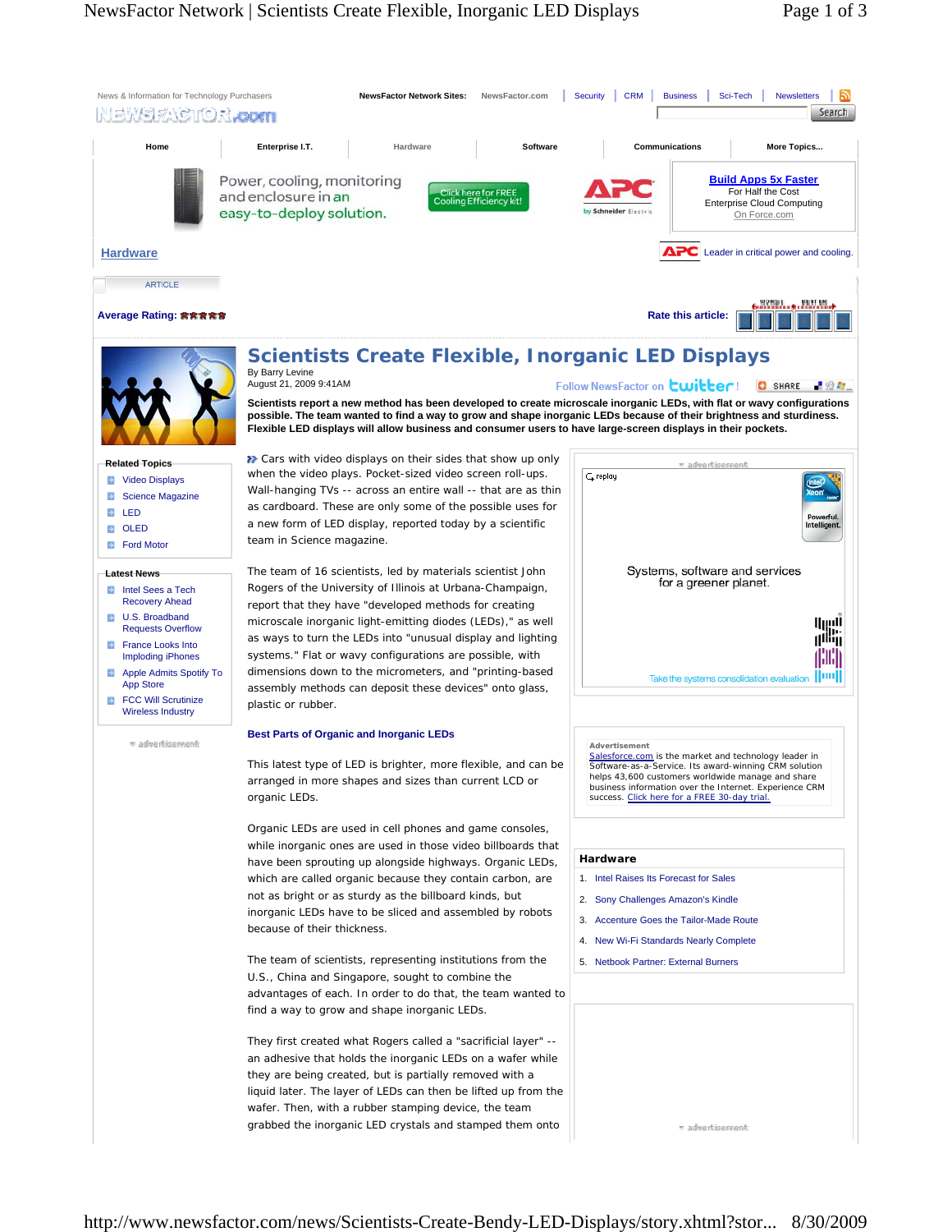# Scientists Create Flexible, Inorganic LED Displays

By Barry Levine
August 21, 2009 9:41AM

**Scientists report a new method has been developed to create microscale inorganic LEDs, with flat or wavy configurations possible. The team wanted to find a way to grow and shape inorganic LEDs because of their brightness and sturdiness. Flexible LED displays will allow business and consumer users to have large-screen displays in their pockets.**

Cars with video displays on their sides that show up only when the video plays. Pocket-sized video screen roll-ups. Wall-hanging TVs -- across an entire wall -- that are as thin as cardboard. These are only some of the possible uses for a new form of LED display, reported today by a scientific team in Science magazine.

The team of 16 scientists, led by materials scientist John Rogers of the University of Illinois at Urbana-Champaign, report that they have "developed methods for creating microscale inorganic light-emitting diodes (LEDs)," as well as ways to turn the LEDs into "unusual display and lighting systems." Flat or wavy configurations are possible, with dimensions down to the micrometers, and "printing-based assembly methods can deposit these devices" onto glass, plastic or rubber.

## Best Parts of Organic and Inorganic LEDs

This latest type of LED is brighter, more flexible, and can be arranged in more shapes and sizes than current LCD or organic LEDs.

Organic LEDs are used in cell phones and game consoles, while inorganic ones are used in those video billboards that have been sprouting up alongside highways. Organic LEDs, which are called organic because they contain carbon, are not as bright or as sturdy as the billboard kinds, but inorganic LEDs have to be sliced and assembled by robots because of their thickness.

The team of scientists, representing institutions from the U.S., China and Singapore, sought to combine the advantages of each. In order to do that, the team wanted to find a way to grow and shape inorganic LEDs.

They first created what Rogers called a "sacrificial layer" -- an adhesive that holds the inorganic LEDs on a wafer while they are being created, but is partially removed with a liquid later. The layer of LEDs can then be lifted up from the wafer. Then, with a rubber stamping device, the team grabbed the inorganic LED crystals and stamped them onto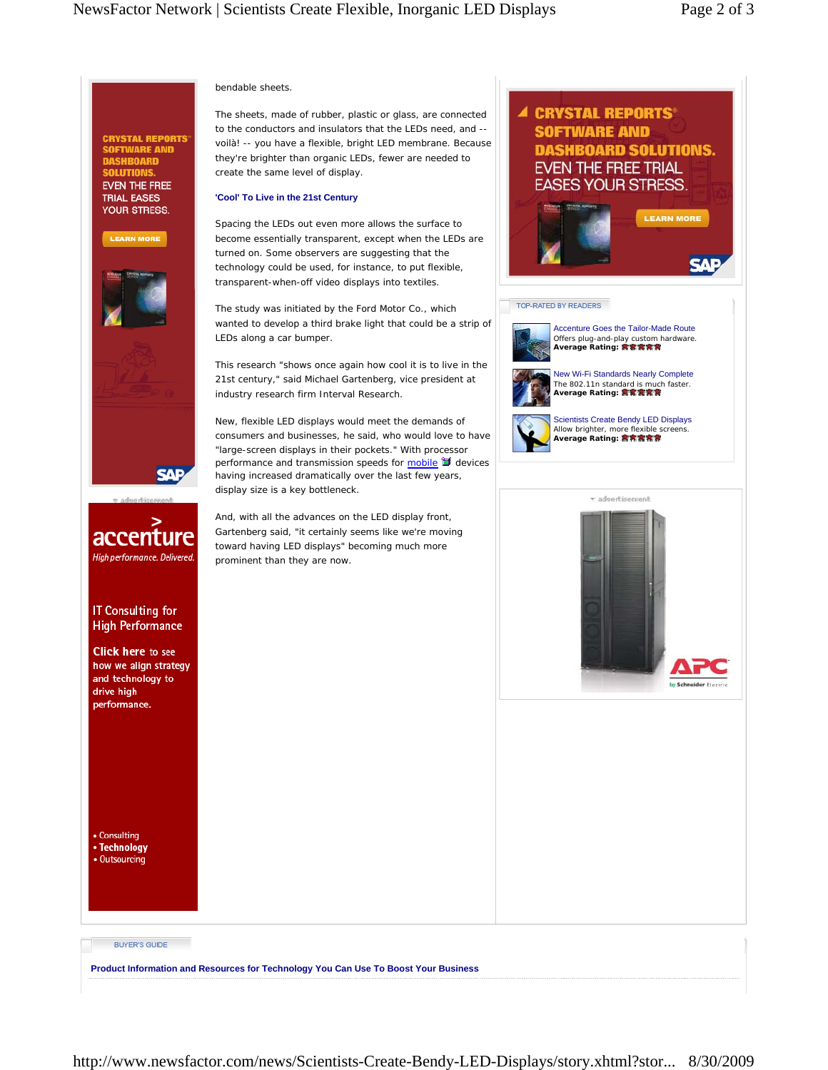bendable sheets.

The sheets, made of rubber, plastic or glass, are connected to the conductors and insulators that the LEDs need, and -- voilà! -- you have a flexible, bright LED membrane. Because they're brighter than organic LEDs, fewer are needed to create the same level of display.

### 'Cool' To Live in the 21st Century

Spacing the LEDs out even more allows the surface to become essentially transparent, except when the LEDs are turned on. Some observers are suggesting that the technology could be used, for instance, to put flexible, transparent-when-off video displays into textiles.

The study was initiated by the Ford Motor Co., which wanted to develop a third brake light that could be a strip of LEDs along a car bumper.

This research "shows once again how cool it is to live in the 21st century," said Michael Gartenberg, vice president at industry research firm Interval Research.

New, flexible LED displays would meet the demands of consumers and businesses, he said, who would love to have "large-screen displays in their pockets." With processor performance and transmission speeds for mobile devices having increased dramatically over the last few years, display size is a key bottleneck.

And, with all the advances on the LED display front, Gartenberg said, "it certainly seems like we're moving toward having LED displays" becoming much more prominent than they are now.

TOP-RATED BY READERS

Accenture Goes the Tailor-Made Route
Offers plug-and-play custom hardware.
**Average Rating:**

New Wi-Fi Standards Nearly Complete
The 802.11n standard is much faster.
**Average Rating:**

Scientists Create Bendy LED Displays
Allow brighter, more flexible screens.
**Average Rating:**

BUYER'S GUIDE

**Product Information and Resources for Technology You Can Use To Boost Your Business**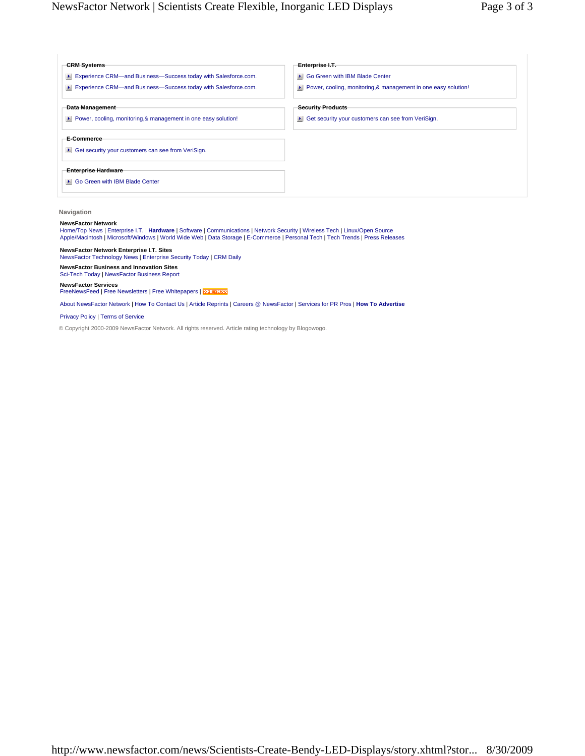**CRM Systems**

- Experience CRM—and Business—Success today with Salesforce.com.
- Experience CRM—and Business—Success today with Salesforce.com.

**Enterprise I.T.**

- Go Green with IBM Blade Center
- Power, cooling, monitoring,& management in one easy solution!

**Data Management**

- Power, cooling, monitoring,& management in one easy solution!

**Security Products**

- Get security your customers can see from VeriSign.

**E-Commerce**

- Get security your customers can see from VeriSign.

**Enterprise Hardware**

- Go Green with IBM Blade Center

Navigation

**NewsFactor Network**
Home/Top News | Enterprise I.T. | **Hardware** | Software | Communications | Network Security | Wireless Tech | Linux/Open Source
Apple/Macintosh | Microsoft/Windows | World Wide Web | Data Storage | E-Commerce | Personal Tech | Tech Trends | Press Releases

**NewsFactor Network Enterprise I.T. Sites**
NewsFactor Technology News | Enterprise Security Today | CRM Daily

**NewsFactor Business and Innovation Sites**
Sci-Tech Today | NewsFactor Business Report

**NewsFactor Services**
FreeNewsFeed | Free Newsletters | Free Whitepapers | XML/RSS

About NewsFactor Network | How To Contact Us | Article Reprints | Careers @ NewsFactor | Services for PR Pros | **How To Advertise**

Privacy Policy | Terms of Service

© Copyright 2000-2009 NewsFactor Network. All rights reserved. Article rating technology by Blogowogo.